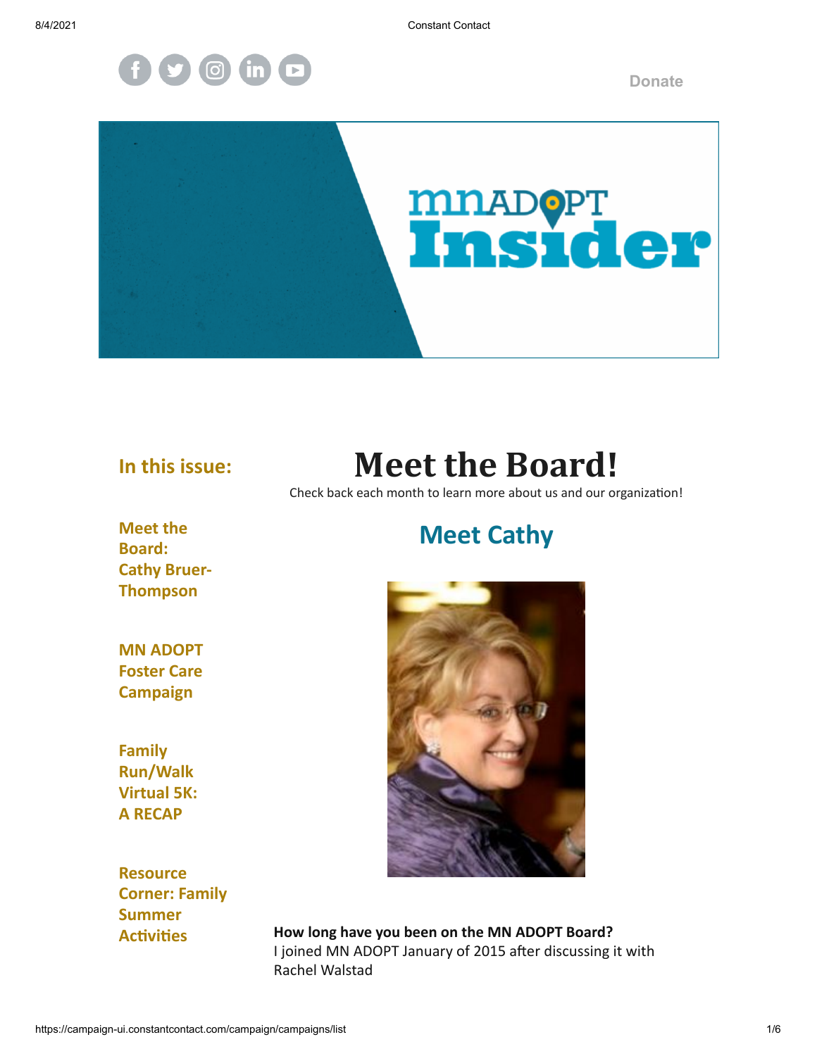Donate

mnADOPT Insider

## In this issue:

**Meet the Board: Cathy Bruer-Thompson**

**MN ADOPT Foster Care Campaign**

**Family Run/Walk Virtual 5K: A RECAP**

**Resource Corner: Family Summer Activities**

# Meet the Board!

Check back each month to learn more about us and our organization!

## Meet Cathy

**How long have you been on the MN ADOPT Board?**
I joined MN ADOPT January of 2015 after discussing it with Rachel Walstad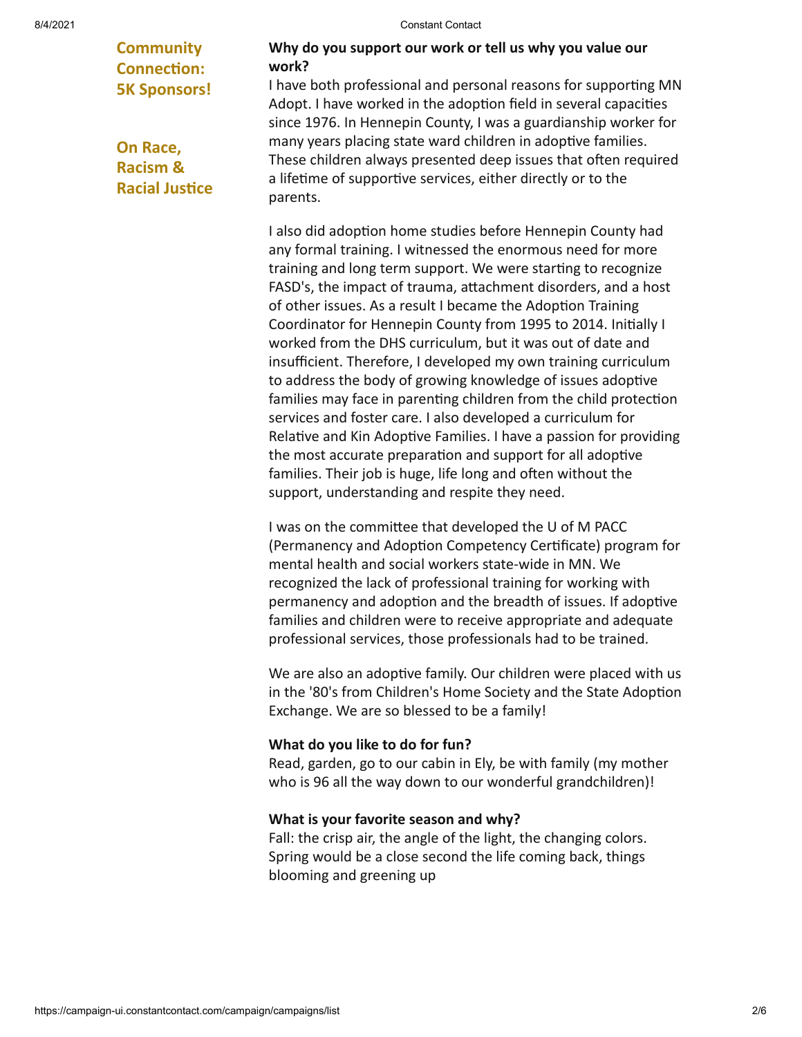**Community Connection: 5K Sponsors!**

**On Race, Racism & Racial Justice**

**Why do you support our work or tell us why you value our work?**

I have both professional and personal reasons for supporting MN Adopt. I have worked in the adoption field in several capacities since 1976. In Hennepin County, I was a guardianship worker for many years placing state ward children in adoptive families. These children always presented deep issues that often required a lifetime of supportive services, either directly or to the parents.

I also did adoption home studies before Hennepin County had any formal training. I witnessed the enormous need for more training and long term support. We were starting to recognize FASD's, the impact of trauma, attachment disorders, and a host of other issues. As a result I became the Adoption Training Coordinator for Hennepin County from 1995 to 2014. Initially I worked from the DHS curriculum, but it was out of date and insufficient. Therefore, I developed my own training curriculum to address the body of growing knowledge of issues adoptive families may face in parenting children from the child protection services and foster care. I also developed a curriculum for Relative and Kin Adoptive Families. I have a passion for providing the most accurate preparation and support for all adoptive families. Their job is huge, life long and often without the support, understanding and respite they need.

I was on the committee that developed the U of M PACC (Permanency and Adoption Competency Certificate) program for mental health and social workers state-wide in MN. We recognized the lack of professional training for working with permanency and adoption and the breadth of issues. If adoptive families and children were to receive appropriate and adequate professional services, those professionals had to be trained.

We are also an adoptive family. Our children were placed with us in the '80's from Children's Home Society and the State Adoption Exchange. We are so blessed to be a family!

**What do you like to do for fun?**

Read, garden, go to our cabin in Ely, be with family (my mother who is 96 all the way down to our wonderful grandchildren)!

**What is your favorite season and why?**

Fall: the crisp air, the angle of the light, the changing colors. Spring would be a close second the life coming back, things blooming and greening up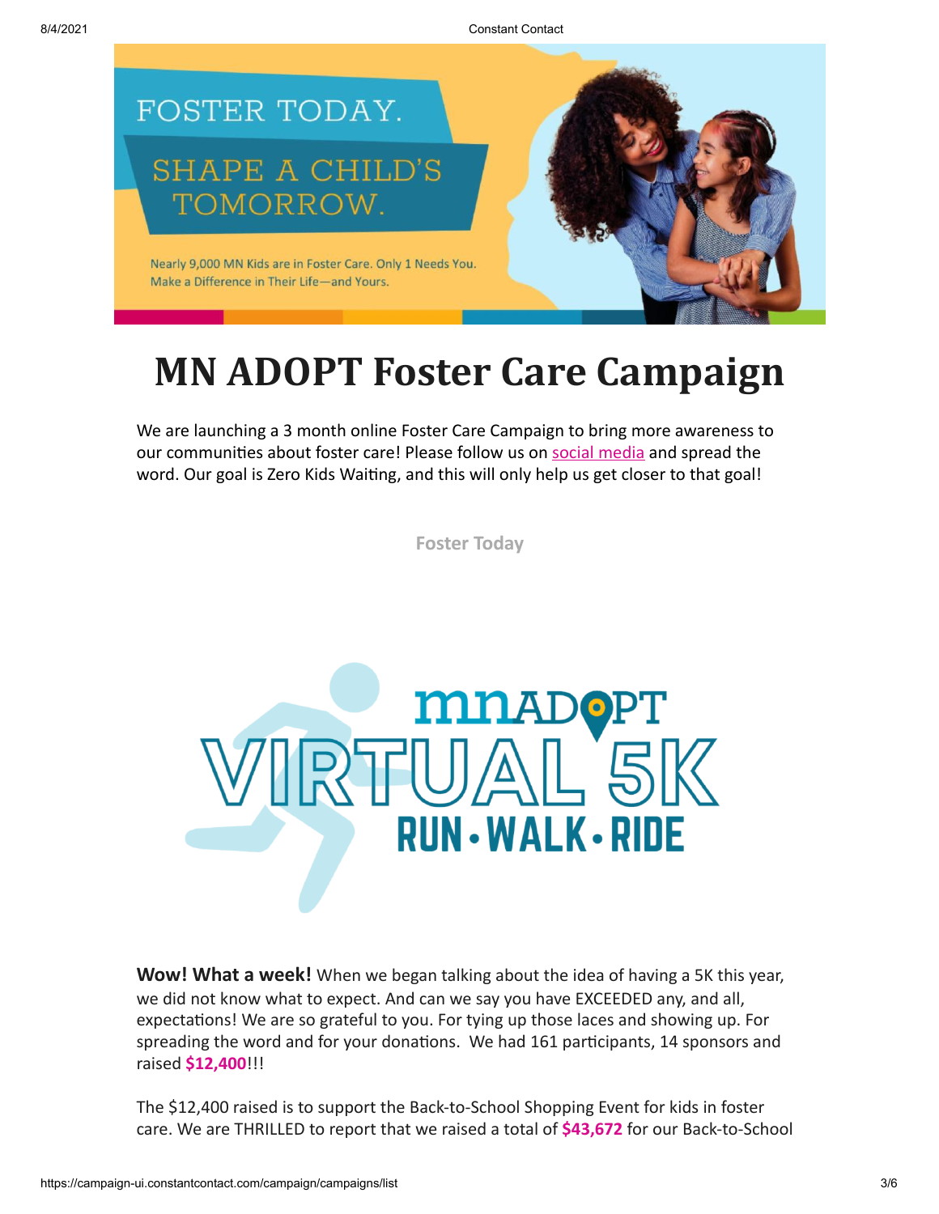FOSTER TODAY.

SHAPE A CHILD'S TOMORROW.

Nearly 9,000 MN Kids are in Foster Care. Only 1 Needs You. Make a Difference in Their Life—and Yours.

# MN ADOPT Foster Care Campaign

We are launching a 3 month online Foster Care Campaign to bring more awareness to our communities about foster care! Please follow us on social media and spread the word. Our goal is Zero Kids Waiting, and this will only help us get closer to that goal!

**Foster Today**

mnADOPT VIRTUAL 5K RUN • WALK • RIDE

**Wow! What a week!** When we began talking about the idea of having a 5K this year, we did not know what to expect. And can we say you have EXCEEDED any, and all, expectations! We are so grateful to you. For tying up those laces and showing up. For spreading the word and for your donations. We had 161 participants, 14 sponsors and raised **$12,400**!!!

The $12,400 raised is to support the Back-to-School Shopping Event for kids in foster care. We are THRILLED to report that we raised a total of **$43,672** for our Back-to-School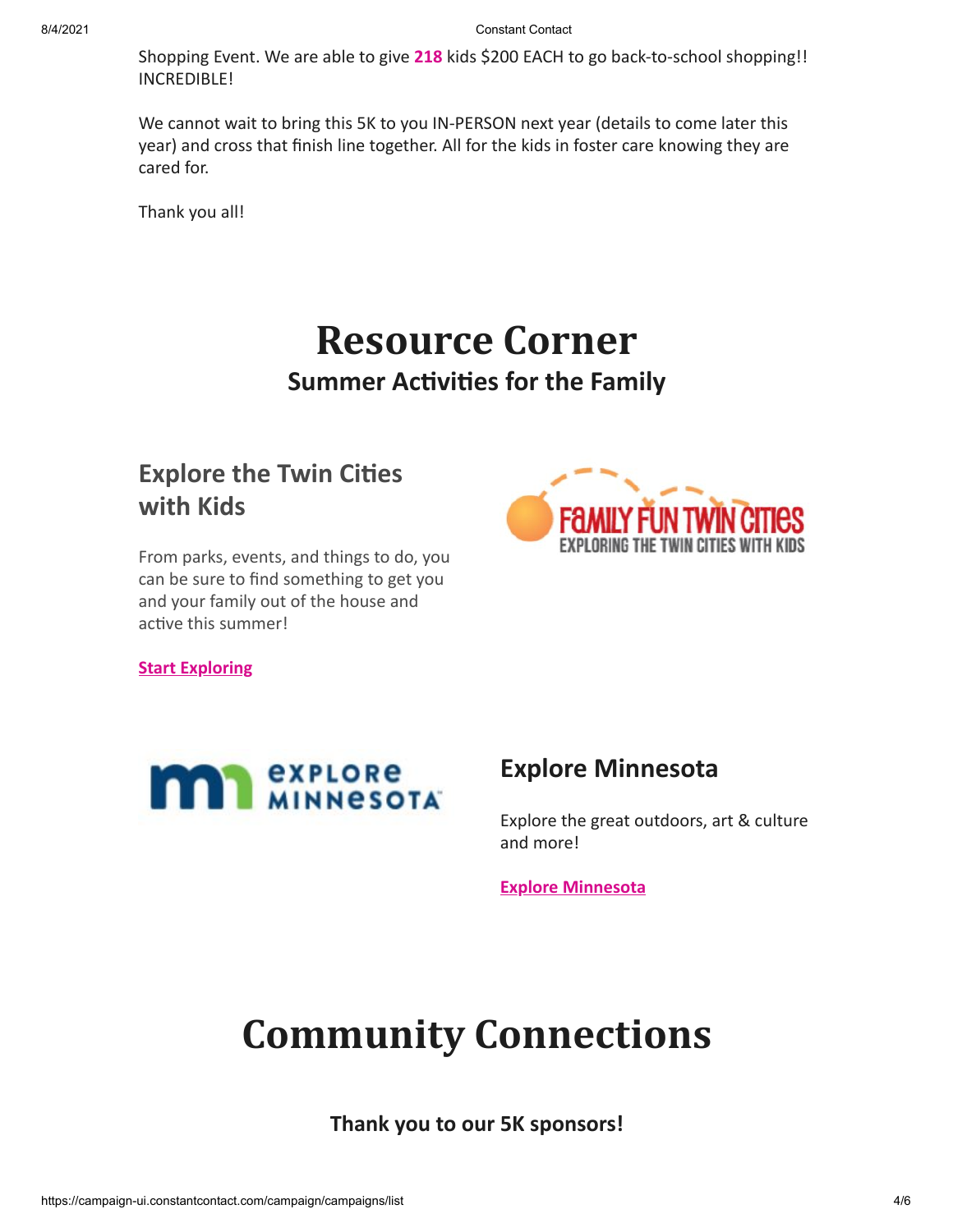Shopping Event. We are able to give **218** kids $200 EACH to go back-to-school shopping!! INCREDIBLE!

We cannot wait to bring this 5K to you IN-PERSON next year (details to come later this year) and cross that finish line together. All for the kids in foster care knowing they are cared for.

Thank you all!

# Resource Corner

## Summer Activities for the Family

### Explore the Twin Cities with Kids

From parks, events, and things to do, you can be sure to find something to get you and your family out of the house and active this summer!

**Start Exploring**

### Explore Minnesota

Explore the great outdoors, art & culture and more!

**Explore Minnesota**

# Community Connections

**Thank you to our 5K sponsors!**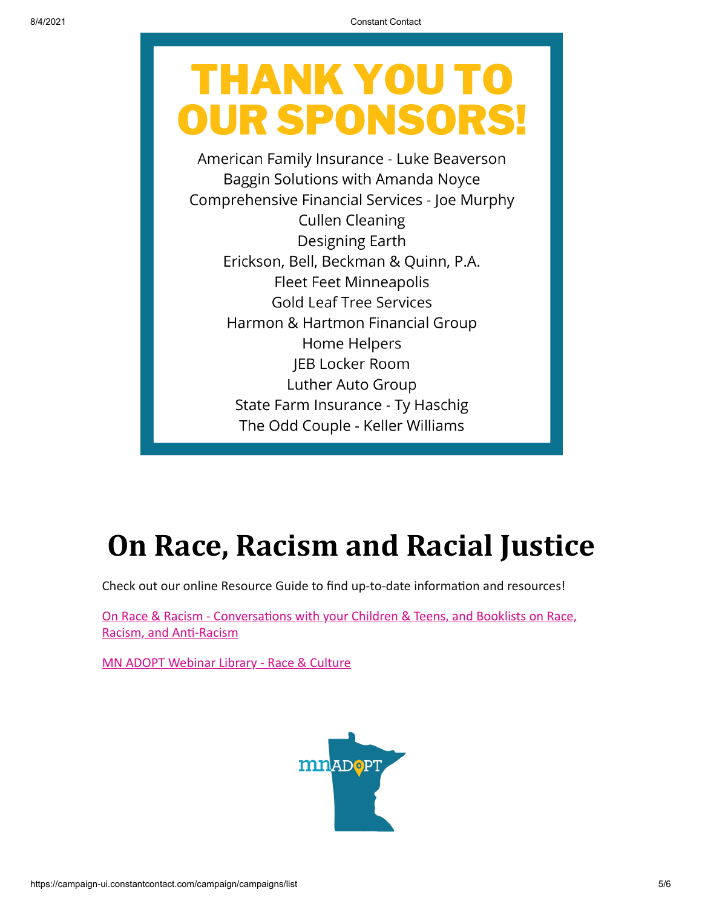# THANK YOU TO OUR SPONSORS!

American Family Insurance - Luke Beaverson
Baggin Solutions with Amanda Noyce
Comprehensive Financial Services - Joe Murphy
Cullen Cleaning
Designing Earth
Erickson, Bell, Beckman & Quinn, P.A.
Fleet Feet Minneapolis
Gold Leaf Tree Services
Harmon & Hartmon Financial Group
Home Helpers
JEB Locker Room
Luther Auto Group
State Farm Insurance - Ty Haschig
The Odd Couple - Keller Williams

# On Race, Racism and Racial Justice

Check out our online Resource Guide to find up-to-date information and resources!

On Race & Racism - Conversations with your Children & Teens, and Booklists on Race, Racism, and Anti-Racism

MN ADOPT Webinar Library - Race & Culture

mnADOPT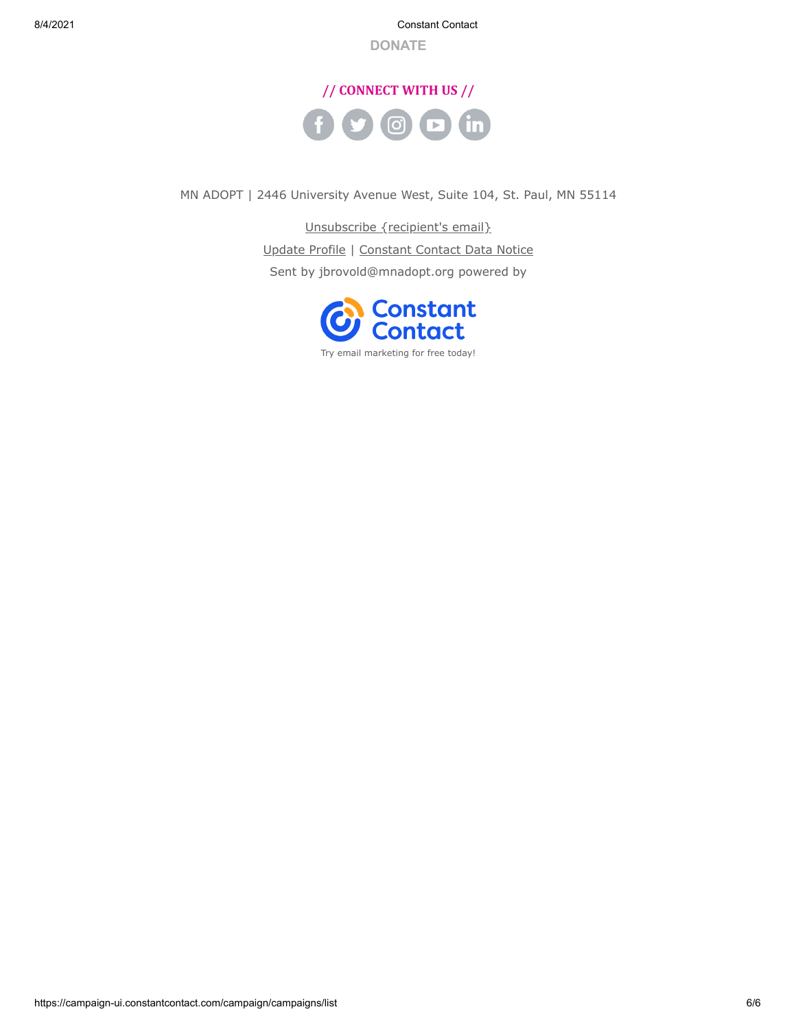DONATE

**// CONNECT WITH US //**

MN ADOPT | 2446 University Avenue West, Suite 104, St. Paul, MN 55114

Unsubscribe {recipient's email}

Update Profile | Constant Contact Data Notice

Sent by jbrovold@mnadopt.org powered by

Constant Contact

Try email marketing for free today!